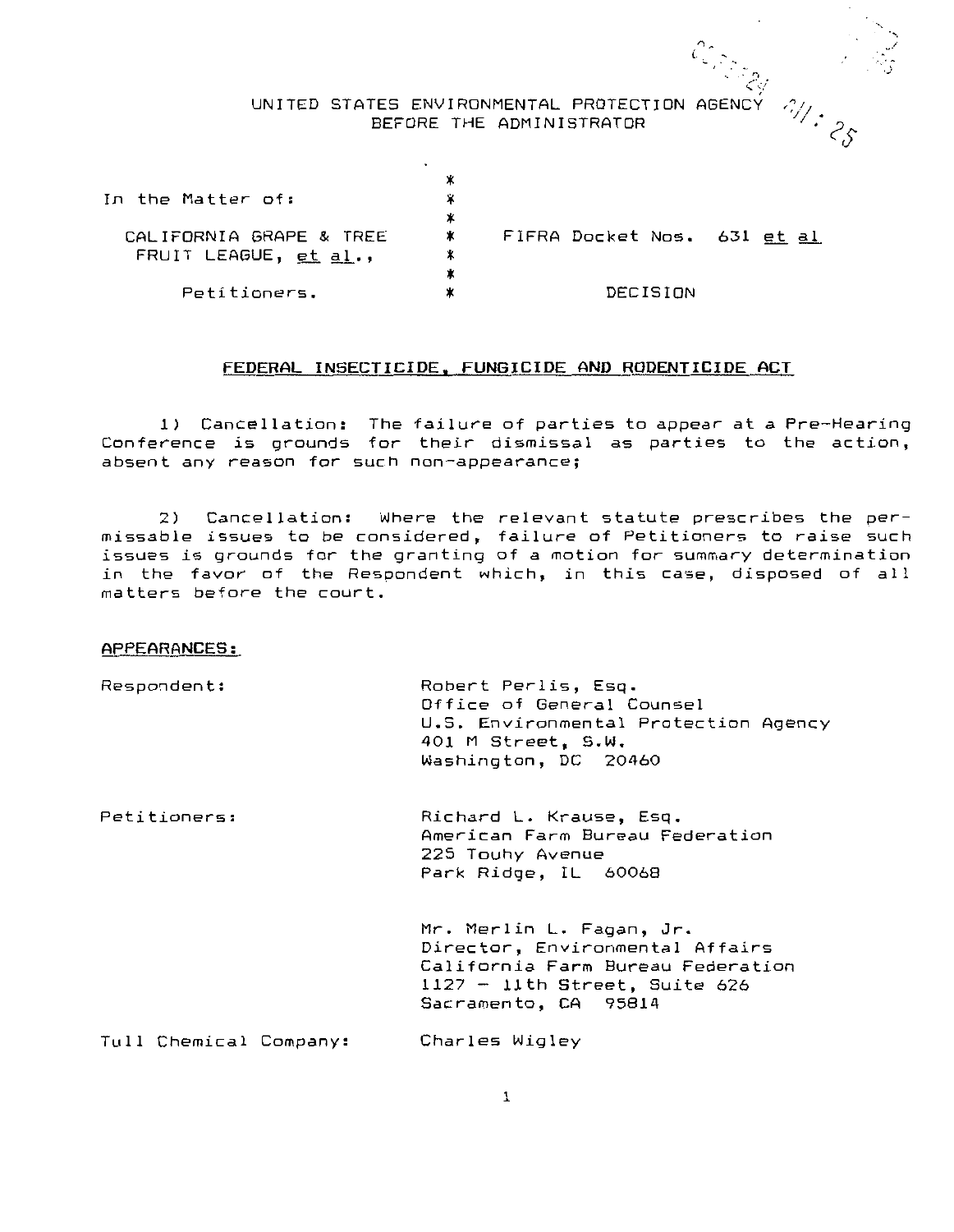UNITED STATES ENVIRONMENTAL PROTECTION AGENCY
BEFORE THE ADMINISTRATOR

| | | |
|---|---|---|
| In the Matter of: | * | |
| | * | |
| CALIFORNIA GRAPE & TREE FRUIT LEAGUE, *et al.*, | * | FIFRA Docket Nos. 631 *et al* |
| | * | |
| Petitioners. | * | DECISION |

## FEDERAL INSECTICIDE, FUNGICIDE AND RODENTICIDE ACT

1) Cancellation: The failure of parties to appear at a Pre-Hearing Conference is grounds for their dismissal as parties to the action, absent any reason for such non-appearance;

2) Cancellation: Where the relevant statute prescribes the permissable issues to be considered, failure of Petitioners to raise such issues is grounds for the granting of a motion for summary determination in the favor of the Respondent which, in this case, disposed of all matters before the court.

**APPEARANCES:**

Respondent:

Robert Perlis, Esq.
Office of General Counsel
U.S. Environmental Protection Agency
401 M Street, S.W.
Washington, DC 20460

Petitioners:

Richard L. Krause, Esq.
American Farm Bureau Federation
225 Touhy Avenue
Park Ridge, IL 60068

Mr. Merlin L. Fagan, Jr.
Director, Environmental Affairs
California Farm Bureau Federation
1127 - 11th Street, Suite 626
Sacramento, CA 95814

Tull Chemical Company:

Charles Wigley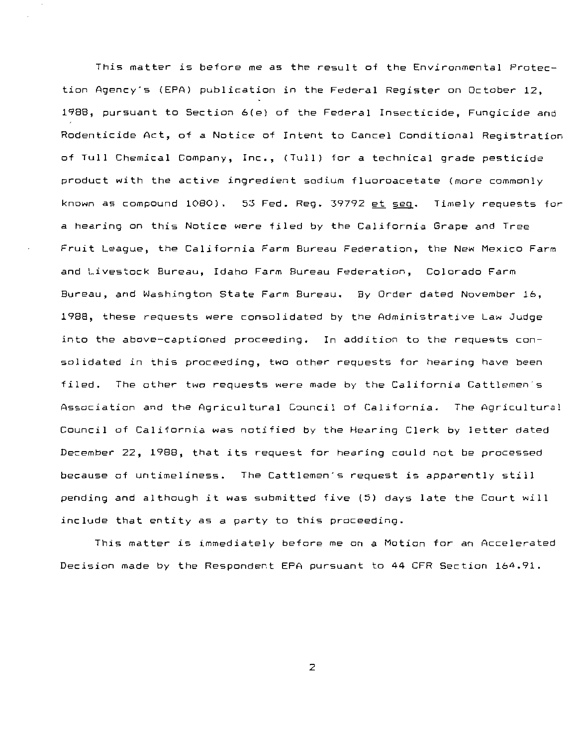This matter is before me as the result of the Environmental Protection Agency's (EPA) publication in the Federal Register on October 12, 1988, pursuant to Section 6(e) of the Federal Insecticide, Fungicide and Rodenticide Act, of a Notice of Intent to Cancel Conditional Registration of Tull Chemical Company, Inc., (Tull) for a technical grade pesticide product with the active ingredient sodium fluoroacetate (more commonly known as compound 1080). 53 Fed. Reg. 39792 et seq. Timely requests for a hearing on this Notice were filed by the California Grape and Tree Fruit League, the California Farm Bureau Federation, the New Mexico Farm and Livestock Bureau, Idaho Farm Bureau Federation, Colorado Farm Bureau, and Washington State Farm Bureau. By Order dated November 16, 1988, these requests were consolidated by the Administrative Law Judge into the above-captioned proceeding. In addition to the requests consolidated in this proceeding, two other requests for hearing have been filed. The other two requests were made by the California Cattlemen's Association and the Agricultural Council of California. The Agricultural Council of California was notified by the Hearing Clerk by letter dated December 22, 1988, that its request for hearing could not be processed because of untimeliness. The Cattlemen's request is apparently still pending and although it was submitted five (5) days late the Court will include that entity as a party to this proceeding.

This matter is immediately before me on a Motion for an Accelerated Decision made by the Respondent EPA pursuant to 44 CFR Section 164.91.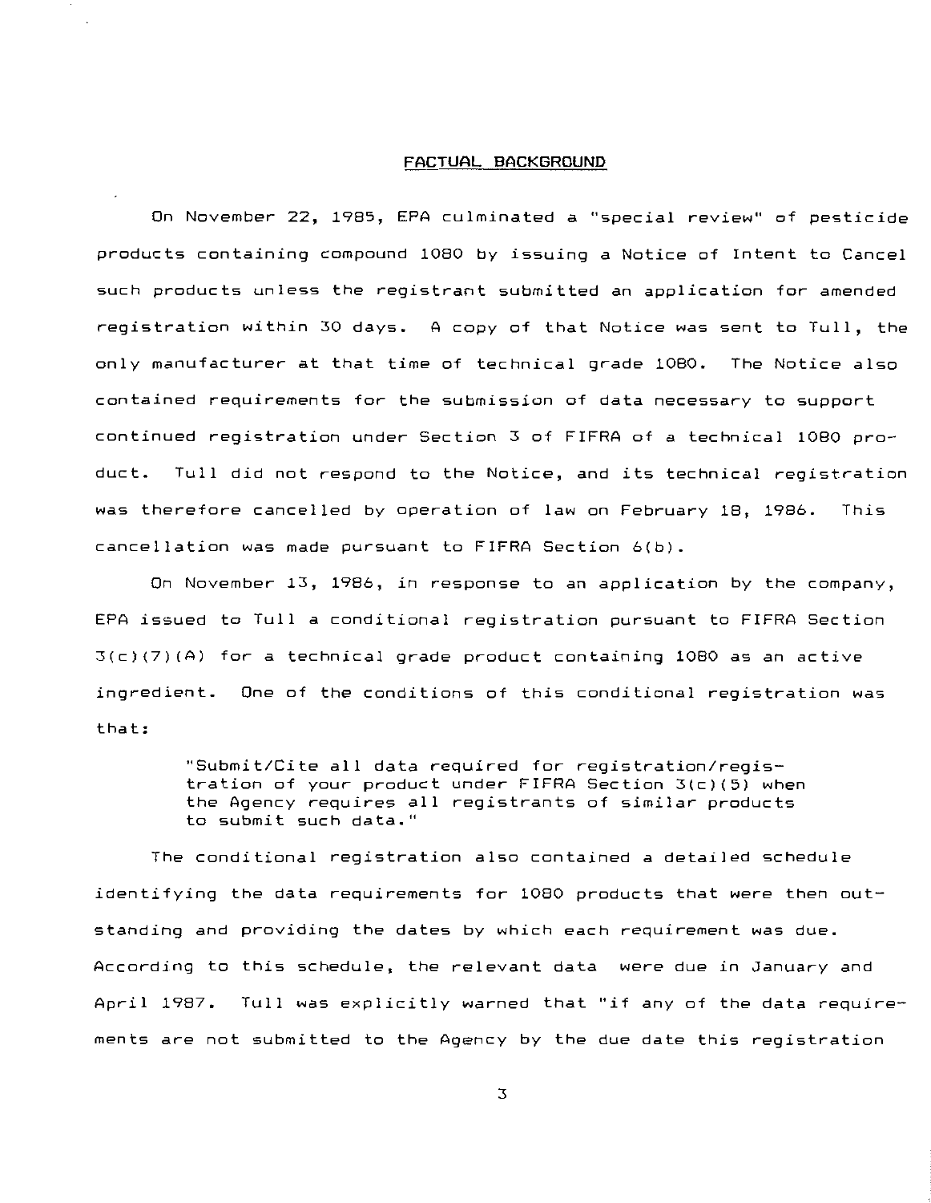## FACTUAL BACKGROUND

On November 22, 1985, EPA culminated a "special review" of pesticide products containing compound 1080 by issuing a Notice of Intent to Cancel such products unless the registrant submitted an application for amended registration within 30 days. A copy of that Notice was sent to Tull, the only manufacturer at that time of technical grade 1080. The Notice also contained requirements for the submission of data necessary to support continued registration under Section 3 of FIFRA of a technical 1080 product. Tull did not respond to the Notice, and its technical registration was therefore cancelled by operation of law on February 18, 1986. This cancellation was made pursuant to FIFRA Section 6(b).

On November 13, 1986, in response to an application by the company, EPA issued to Tull a conditional registration pursuant to FIFRA Section 3(c)(7)(A) for a technical grade product containing 1080 as an active ingredient. One of the conditions of this conditional registration was that:

> "Submit/Cite all data required for registration/registration of your product under FIFRA Section 3(c)(5) when the Agency requires all registrants of similar products to submit such data."

The conditional registration also contained a detailed schedule identifying the data requirements for 1080 products that were then outstanding and providing the dates by which each requirement was due. According to this schedule, the relevant data were due in January and April 1987. Tull was explicitly warned that "if any of the data requirements are not submitted to the Agency by the due date this registration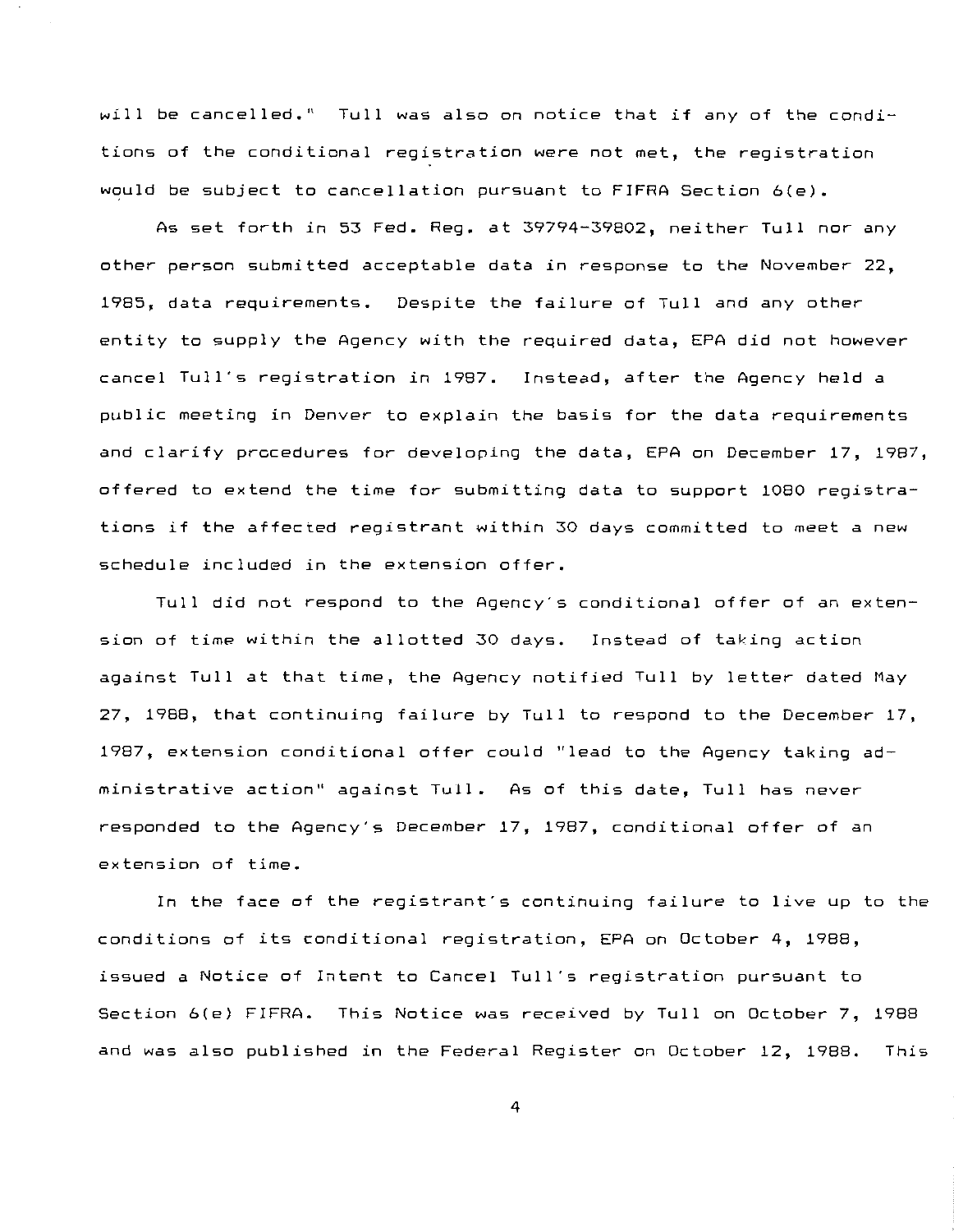will be cancelled." Tull was also on notice that if any of the conditions of the conditional registration were not met, the registration would be subject to cancellation pursuant to FIFRA Section 6(e).

As set forth in 53 Fed. Reg. at 39794-39802, neither Tull nor any other person submitted acceptable data in response to the November 22, 1985, data requirements. Despite the failure of Tull and any other entity to supply the Agency with the required data, EPA did not however cancel Tull's registration in 1987. Instead, after the Agency held a public meeting in Denver to explain the basis for the data requirements and clarify procedures for developing the data, EPA on December 17, 1987, offered to extend the time for submitting data to support 1080 registrations if the affected registrant within 30 days committed to meet a new schedule included in the extension offer.

Tull did not respond to the Agency's conditional offer of an extension of time within the allotted 30 days. Instead of taking action against Tull at that time, the Agency notified Tull by letter dated May 27, 1988, that continuing failure by Tull to respond to the December 17, 1987, extension conditional offer could "lead to the Agency taking administrative action" against Tull. As of this date, Tull has never responded to the Agency's December 17, 1987, conditional offer of an extension of time.

In the face of the registrant's continuing failure to live up to the conditions of its conditional registration, EPA on October 4, 1988, issued a Notice of Intent to Cancel Tull's registration pursuant to Section 6(e) FIFRA. This Notice was received by Tull on October 7, 1988 and was also published in the Federal Register on October 12, 1988. This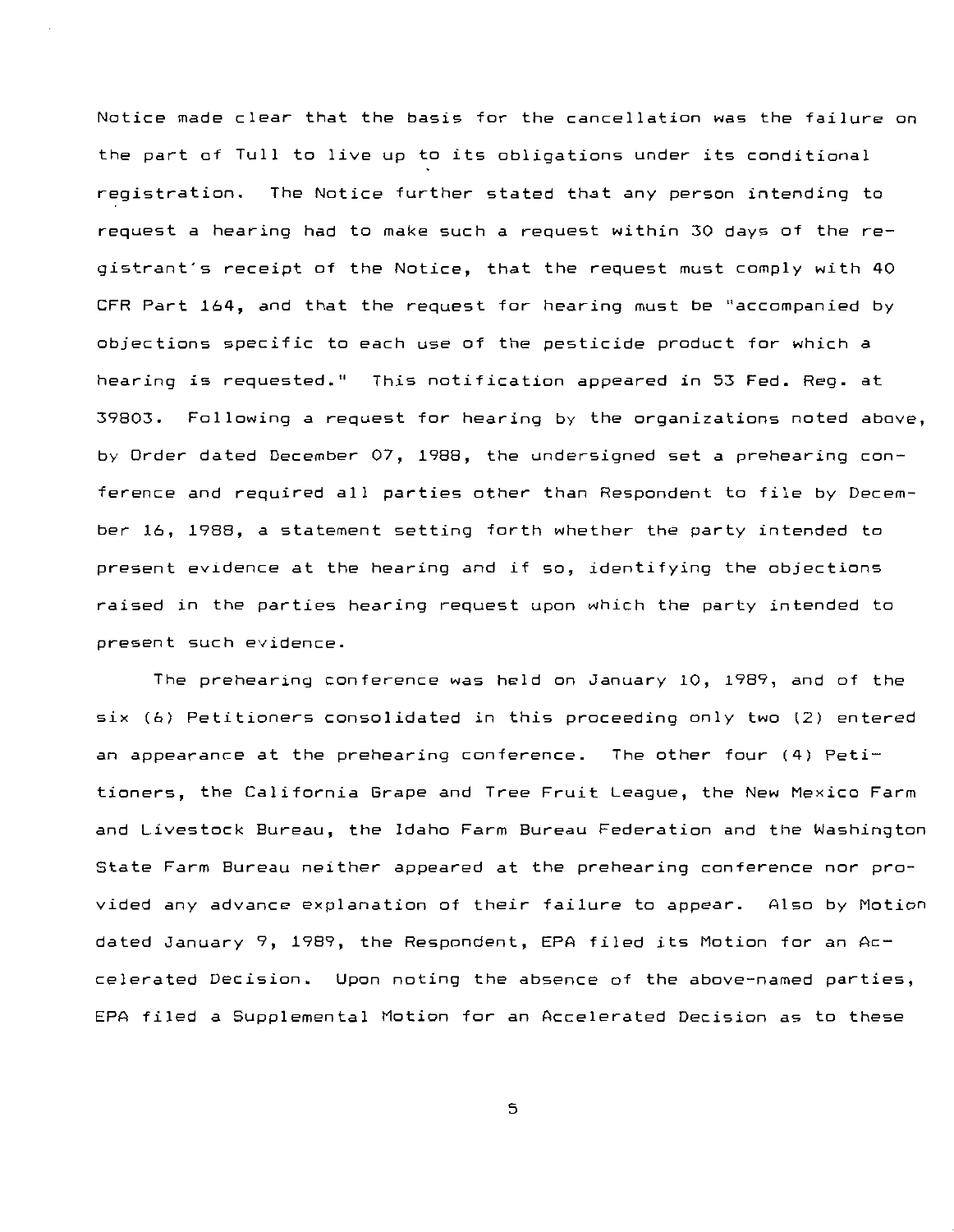Notice made clear that the basis for the cancellation was the failure on the part of Tull to live up to its obligations under its conditional registration. The Notice further stated that any person intending to request a hearing had to make such a request within 30 days of the registrant's receipt of the Notice, that the request must comply with 40 CFR Part 164, and that the request for hearing must be "accompanied by objections specific to each use of the pesticide product for which a hearing is requested." This notification appeared in 53 Fed. Reg. at 39803. Following a request for hearing by the organizations noted above, by Order dated December 07, 1988, the undersigned set a prehearing conference and required all parties other than Respondent to file by December 16, 1988, a statement setting forth whether the party intended to present evidence at the hearing and if so, identifying the objections raised in the parties hearing request upon which the party intended to present such evidence.

The prehearing conference was held on January 10, 1989, and of the six (6) Petitioners consolidated in this proceeding only two (2) entered an appearance at the prehearing conference. The other four (4) Petitioners, the California Grape and Tree Fruit League, the New Mexico Farm and Livestock Bureau, the Idaho Farm Bureau Federation and the Washington State Farm Bureau neither appeared at the prehearing conference nor provided any advance explanation of their failure to appear. Also by Motion dated January 9, 1989, the Respondent, EPA filed its Motion for an Accelerated Decision. Upon noting the absence of the above-named parties, EPA filed a Supplemental Motion for an Accelerated Decision as to these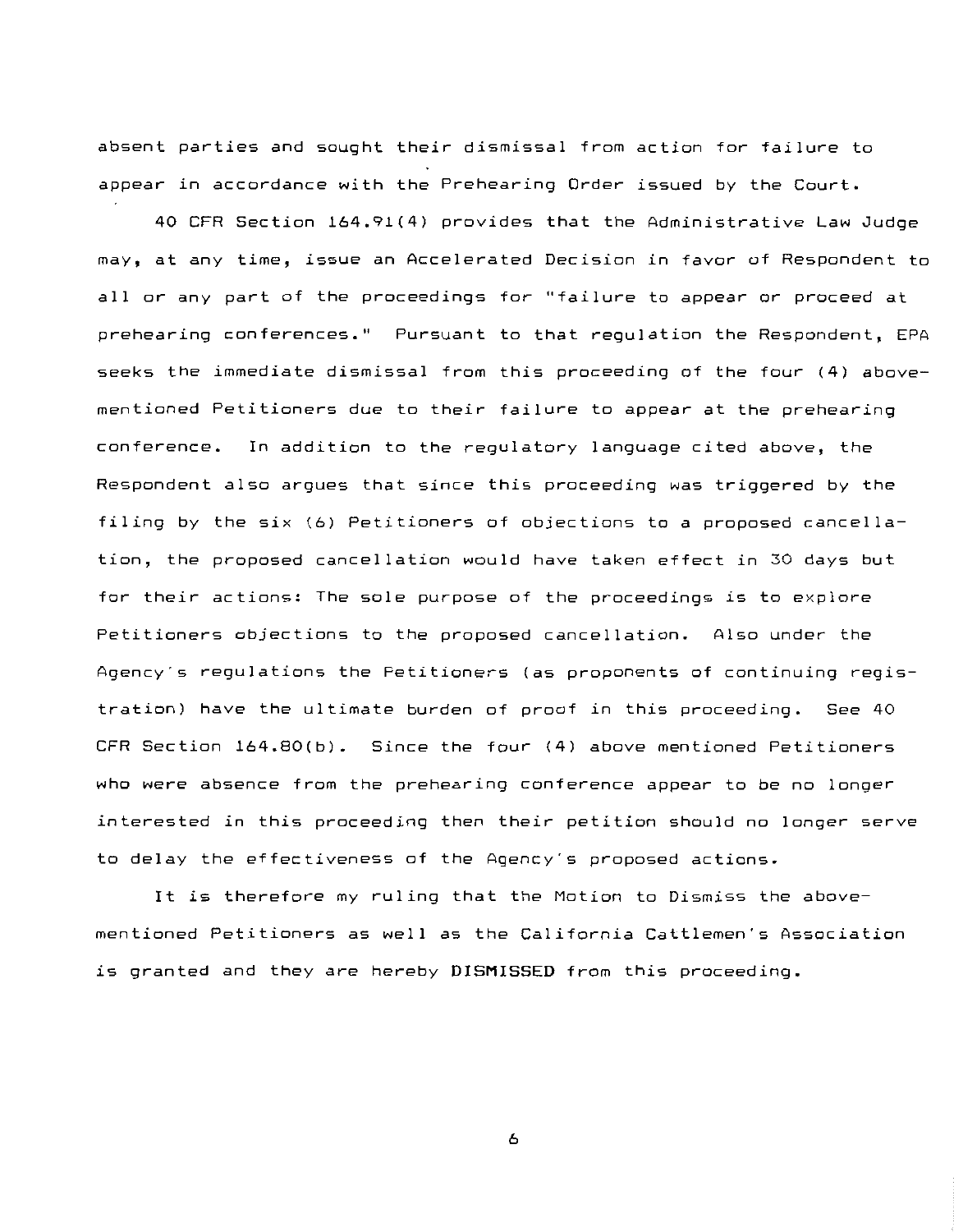absent parties and sought their dismissal from action for failure to appear in accordance with the Prehearing Order issued by the Court.

40 CFR Section 164.91(4) provides that the Administrative Law Judge may, at any time, issue an Accelerated Decision in favor of Respondent to all or any part of the proceedings for "failure to appear or proceed at prehearing conferences." Pursuant to that regulation the Respondent, EPA seeks the immediate dismissal from this proceeding of the four (4) above-mentioned Petitioners due to their failure to appear at the prehearing conference. In addition to the regulatory language cited above, the Respondent also argues that since this proceeding was triggered by the filing by the six (6) Petitioners of objections to a proposed cancellation, the proposed cancellation would have taken effect in 30 days but for their actions: The sole purpose of the proceedings is to explore Petitioners objections to the proposed cancellation. Also under the Agency's regulations the Petitioners (as proponents of continuing registration) have the ultimate burden of proof in this proceeding. See 40 CFR Section 164.80(b). Since the four (4) above mentioned Petitioners who were absence from the prehearing conference appear to be no longer interested in this proceeding then their petition should no longer serve to delay the effectiveness of the Agency's proposed actions.

It is therefore my ruling that the Motion to Dismiss the above-mentioned Petitioners as well as the California Cattlemen's Association is granted and they are hereby **DISMISSED** from this proceeding.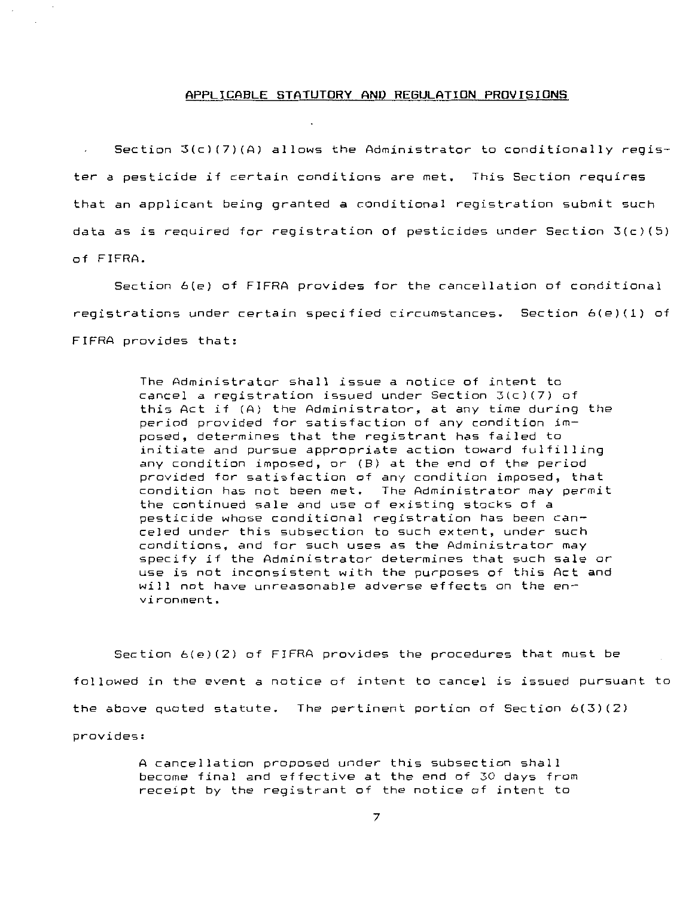## APPLICABLE STATUTORY AND REGULATION PROVISIONS

Section 3(c)(7)(A) allows the Administrator to conditionally register a pesticide if certain conditions are met. This Section requires that an applicant being granted a conditional registration submit such data as is required for registration of pesticides under Section 3(c)(5) of FIFRA.

Section 6(e) of FIFRA provides for the cancellation of conditional registrations under certain specified circumstances. Section 6(e)(1) of FIFRA provides that:

> The Administrator shall issue a notice of intent to cancel a registration issued under Section 3(c)(7) of this Act if (A) the Administrator, at any time during the period provided for satisfaction of any condition imposed, determines that the registrant has failed to initiate and pursue appropriate action toward fulfilling any condition imposed, or (B) at the end of the period provided for satisfaction of any condition imposed, that condition has not been met. The Administrator may permit the continued sale and use of existing stocks of a pesticide whose conditional registration has been canceled under this subsection to such extent, under such conditions, and for such uses as the Administrator may specify if the Administrator determines that such sale or use is not inconsistent with the purposes of this Act and will not have unreasonable adverse effects on the environment.

Section 6(e)(2) of FIFRA provides the procedures that must be followed in the event a notice of intent to cancel is issued pursuant to the above quoted statute. The pertinent portion of Section 6(3)(2) provides:

> A cancellation proposed under this subsection shall become final and effective at the end of 30 days from receipt by the registrant of the notice of intent to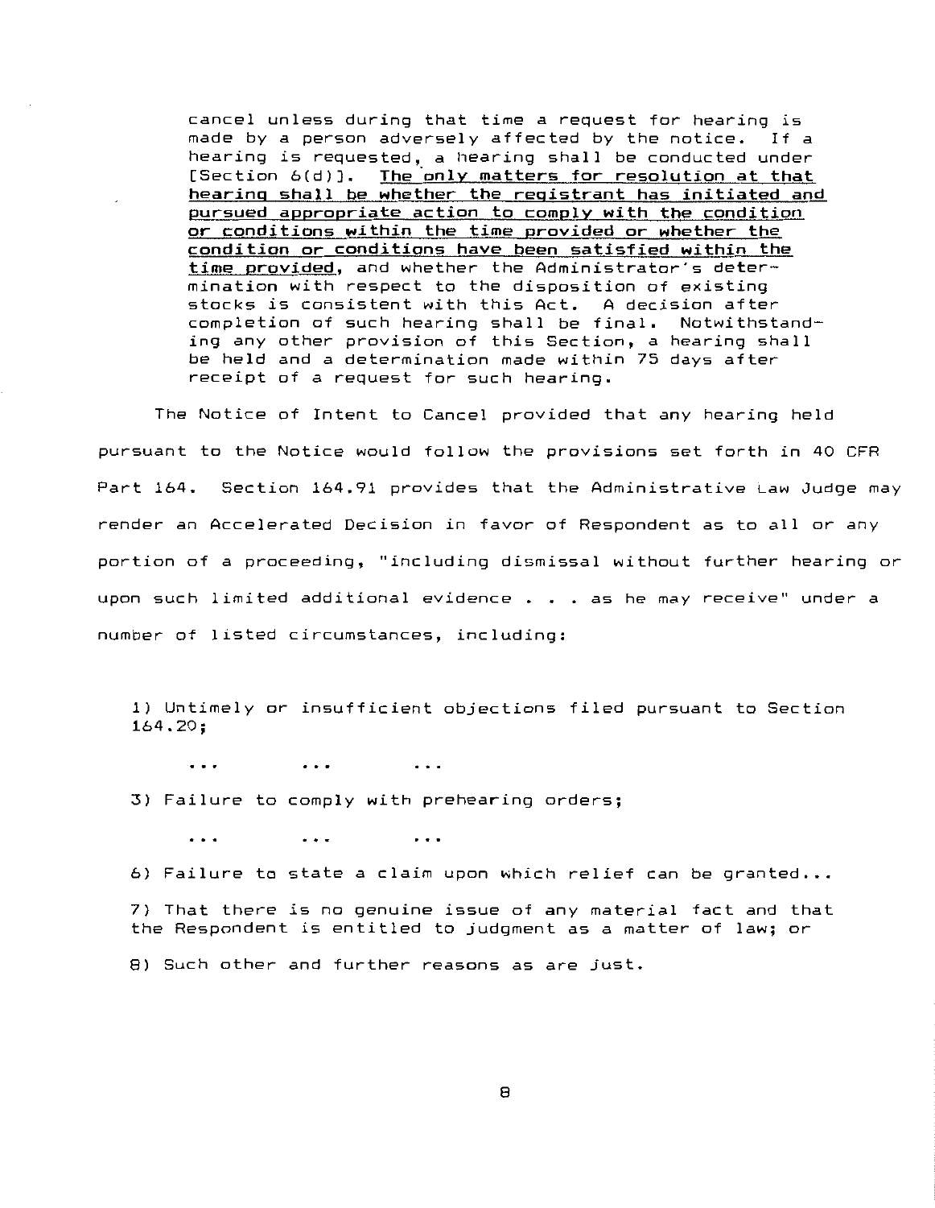> cancel unless during that time a request for hearing is made by a person adversely affected by the notice. If a hearing is requested, a hearing shall be conducted under [Section 6(d)]. <u>The only matters for resolution at that hearing shall be whether the registrant has initiated and pursued appropriate action to comply with the condition or conditions within the time provided or whether the condition or conditions have been satisfied within the time provided</u>, and whether the Administrator's determination with respect to the disposition of existing stocks is consistent with this Act. A decision after completion of such hearing shall be final. Notwithstanding any other provision of this Section, a hearing shall be held and a determination made within 75 days after receipt of a request for such hearing.

The Notice of Intent to Cancel provided that any hearing held pursuant to the Notice would follow the provisions set forth in 40 CFR Part 164. Section 164.91 provides that the Administrative Law Judge may render an Accelerated Decision in favor of Respondent as to all or any portion of a proceeding, "including dismissal without further hearing or upon such limited additional evidence . . . as he may receive" under a number of listed circumstances, including:

> 1) Untimely or insufficient objections filed pursuant to Section 164.20;
>
> ... ... ...
>
> 3) Failure to comply with prehearing orders;
>
> ... ... ...
>
> 6) Failure to state a claim upon which relief can be granted...
>
> 7) That there is no genuine issue of any material fact and that the Respondent is entitled to judgment as a matter of law; or
>
> 8) Such other and further reasons as are just.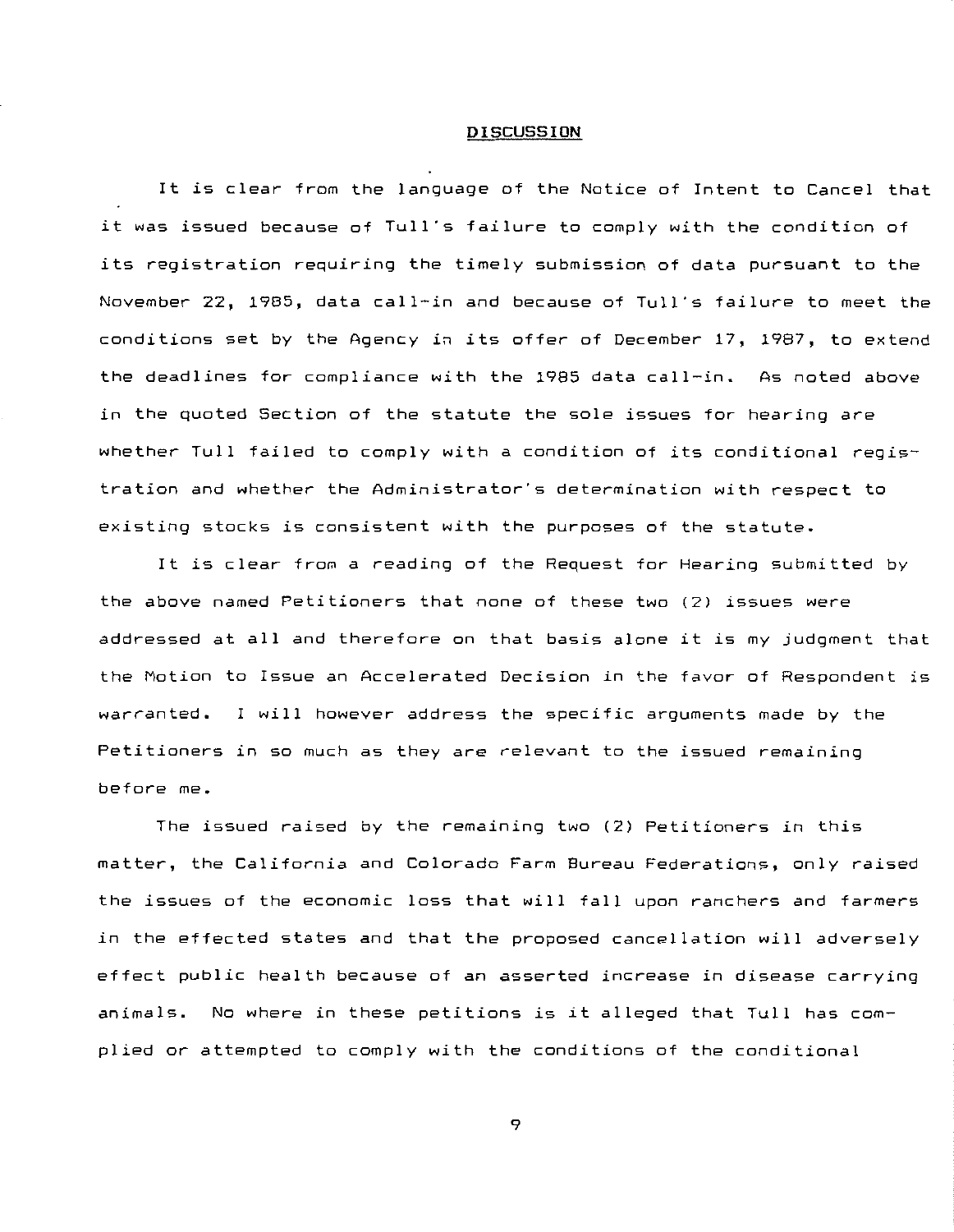## DISCUSSION

It is clear from the language of the Notice of Intent to Cancel that it was issued because of Tull's failure to comply with the condition of its registration requiring the timely submission of data pursuant to the November 22, 1985, data call-in and because of Tull's failure to meet the conditions set by the Agency in its offer of December 17, 1987, to extend the deadlines for compliance with the 1985 data call-in. As noted above in the quoted Section of the statute the sole issues for hearing are whether Tull failed to comply with a condition of its conditional registration and whether the Administrator's determination with respect to existing stocks is consistent with the purposes of the statute.

It is clear from a reading of the Request for Hearing submitted by the above named Petitioners that none of these two (2) issues were addressed at all and therefore on that basis alone it is my judgment that the Motion to Issue an Accelerated Decision in the favor of Respondent is warranted. I will however address the specific arguments made by the Petitioners in so much as they are relevant to the issued remaining before me.

The issued raised by the remaining two (2) Petitioners in this matter, the California and Colorado Farm Bureau Federations, only raised the issues of the economic loss that will fall upon ranchers and farmers in the effected states and that the proposed cancellation will adversely effect public health because of an asserted increase in disease carrying animals. No where in these petitions is it alleged that Tull has complied or attempted to comply with the conditions of the conditional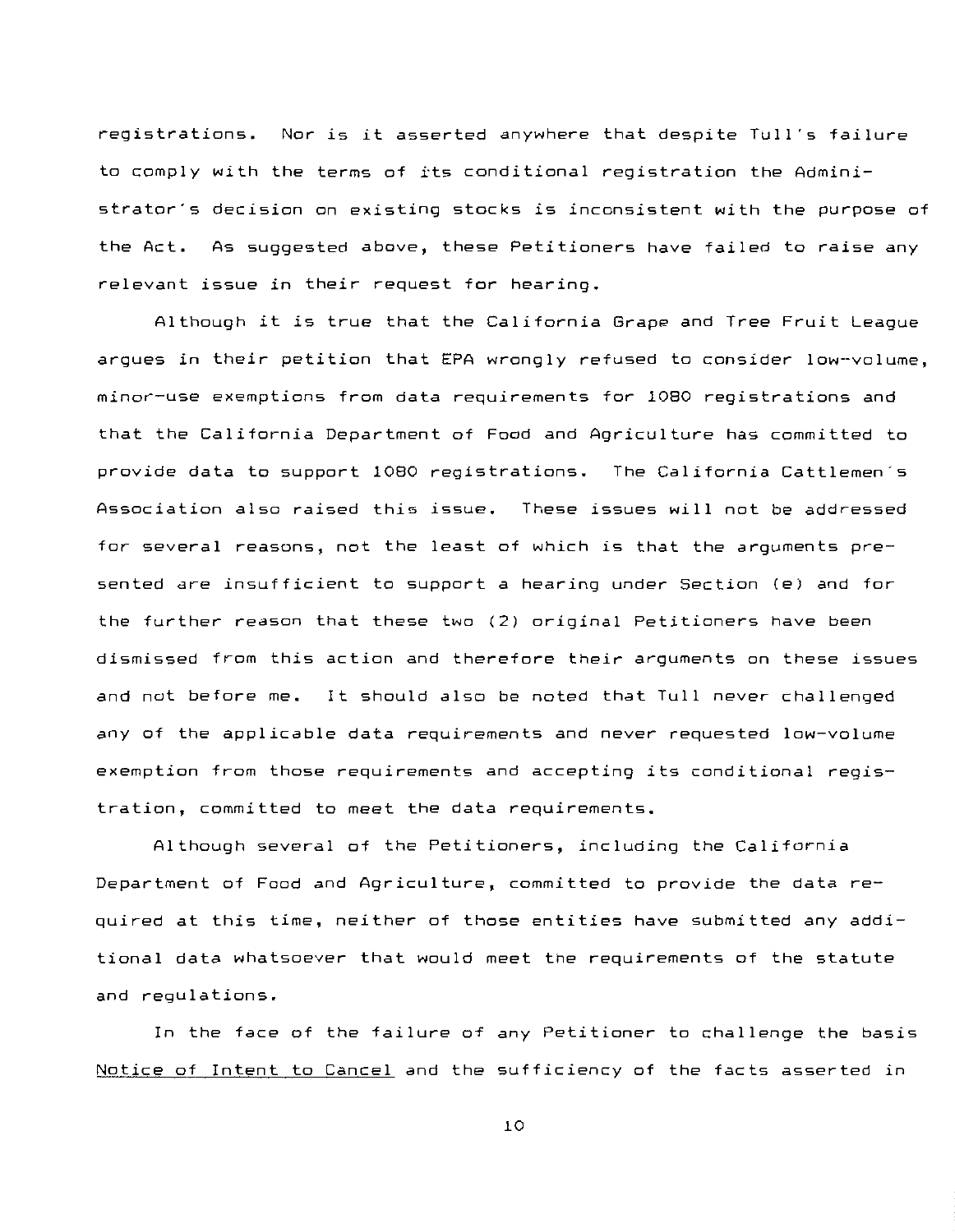registrations. Nor is it asserted anywhere that despite Tull's failure to comply with the terms of its conditional registration the Administrator's decision on existing stocks is inconsistent with the purpose of the Act. As suggested above, these Petitioners have failed to raise any relevant issue in their request for hearing.

Although it is true that the California Grape and Tree Fruit League argues in their petition that EPA wrongly refused to consider low-volume, minor-use exemptions from data requirements for 1080 registrations and that the California Department of Food and Agriculture has committed to provide data to support 1080 registrations. The California Cattlemen's Association also raised this issue. These issues will not be addressed for several reasons, not the least of which is that the arguments presented are insufficient to support a hearing under Section (e) and for the further reason that these two (2) original Petitioners have been dismissed from this action and therefore their arguments on these issues and not before me. It should also be noted that Tull never challenged any of the applicable data requirements and never requested low-volume exemption from those requirements and accepting its conditional registration, committed to meet the data requirements.

Although several of the Petitioners, including the California Department of Food and Agriculture, committed to provide the data required at this time, neither of those entities have submitted any additional data whatsoever that would meet the requirements of the statute and regulations.

In the face of the failure of any Petitioner to challenge the basis <u>Notice of Intent to Cancel</u> and the sufficiency of the facts asserted in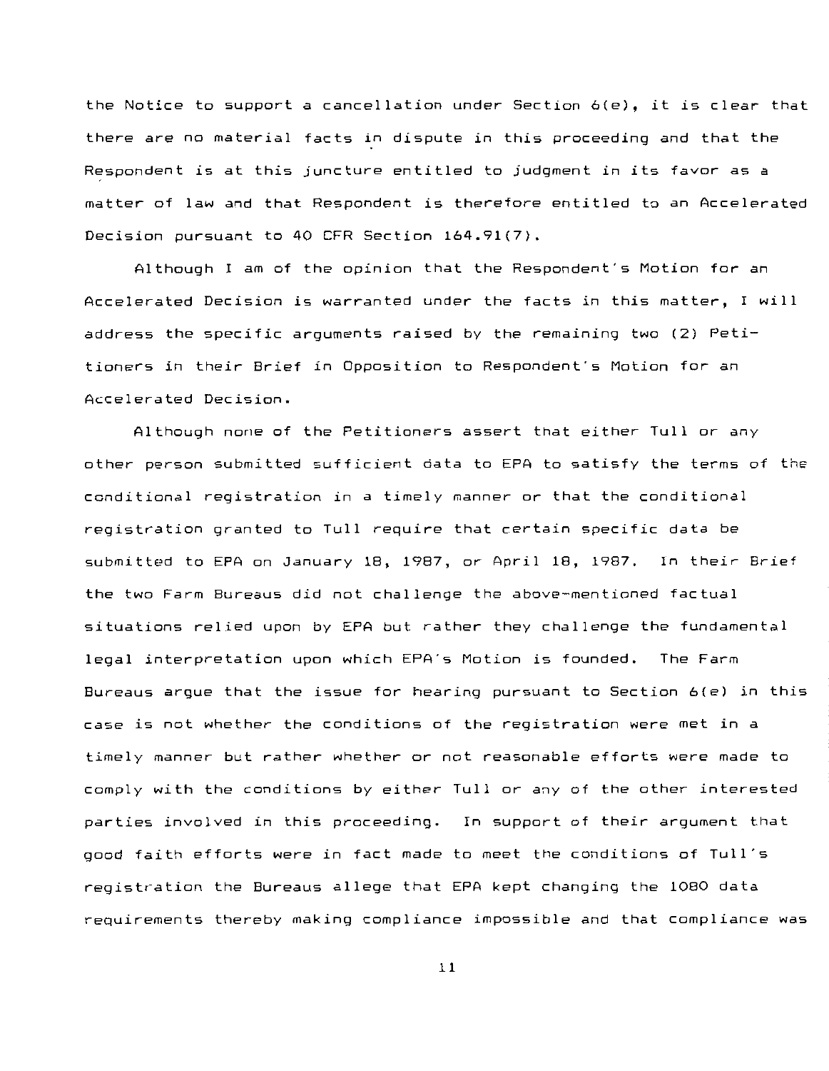the Notice to support a cancellation under Section 6(e), it is clear that there are no material facts in dispute in this proceeding and that the Respondent is at this juncture entitled to judgment in its favor as a matter of law and that Respondent is therefore entitled to an Accelerated Decision pursuant to 40 CFR Section 164.91(7).

Although I am of the opinion that the Respondent's Motion for an Accelerated Decision is warranted under the facts in this matter, I will address the specific arguments raised by the remaining two (2) Petitioners in their Brief in Opposition to Respondent's Motion for an Accelerated Decision.

Although none of the Petitioners assert that either Tull or any other person submitted sufficient data to EPA to satisfy the terms of the conditional registration in a timely manner or that the conditional registration granted to Tull require that certain specific data be submitted to EPA on January 18, 1987, or April 18, 1987. In their Brief the two Farm Bureaus did not challenge the above-mentioned factual situations relied upon by EPA but rather they challenge the fundamental legal interpretation upon which EPA's Motion is founded. The Farm Bureaus argue that the issue for hearing pursuant to Section 6(e) in this case is not whether the conditions of the registration were met in a timely manner but rather whether or not reasonable efforts were made to comply with the conditions by either Tull or any of the other interested parties involved in this proceeding. In support of their argument that good faith efforts were in fact made to meet the conditions of Tull's registration the Bureaus allege that EPA kept changing the 1080 data requirements thereby making compliance impossible and that compliance was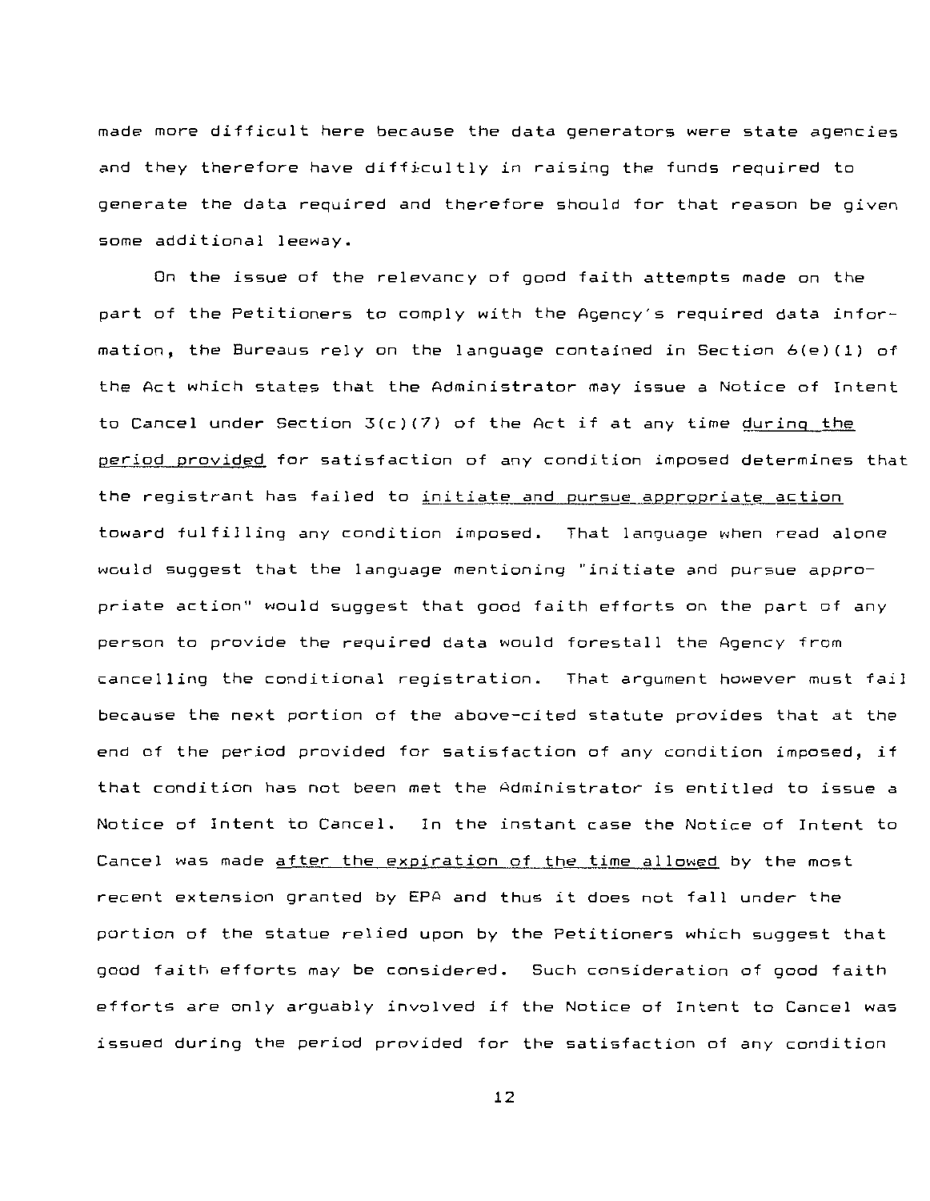made more difficult here because the data generators were state agencies and they therefore have difficultly in raising the funds required to generate the data required and therefore should for that reason be given some additional leeway.

On the issue of the relevancy of good faith attempts made on the part of the Petitioners to comply with the Agency's required data information, the Bureaus rely on the language contained in Section 6(e)(1) of the Act which states that the Administrator may issue a Notice of Intent to Cancel under Section 3(c)(7) of the Act if at any time <u>during the period provided</u> for satisfaction of any condition imposed determines that the registrant has failed to <u>initiate and pursue appropriate action</u> toward fulfilling any condition imposed. That language when read alone would suggest that the language mentioning "initiate and pursue appropriate action" would suggest that good faith efforts on the part of any person to provide the required data would forestall the Agency from cancelling the conditional registration. That argument however must fail because the next portion of the above-cited statute provides that at the end of the period provided for satisfaction of any condition imposed, if that condition has not been met the Administrator is entitled to issue a Notice of Intent to Cancel. In the instant case the Notice of Intent to Cancel was made <u>after the expiration of the time allowed</u> by the most recent extension granted by EPA and thus it does not fall under the portion of the statue relied upon by the Petitioners which suggest that good faith efforts may be considered. Such consideration of good faith efforts are only arguably involved if the Notice of Intent to Cancel was issued during the period provided for the satisfaction of any condition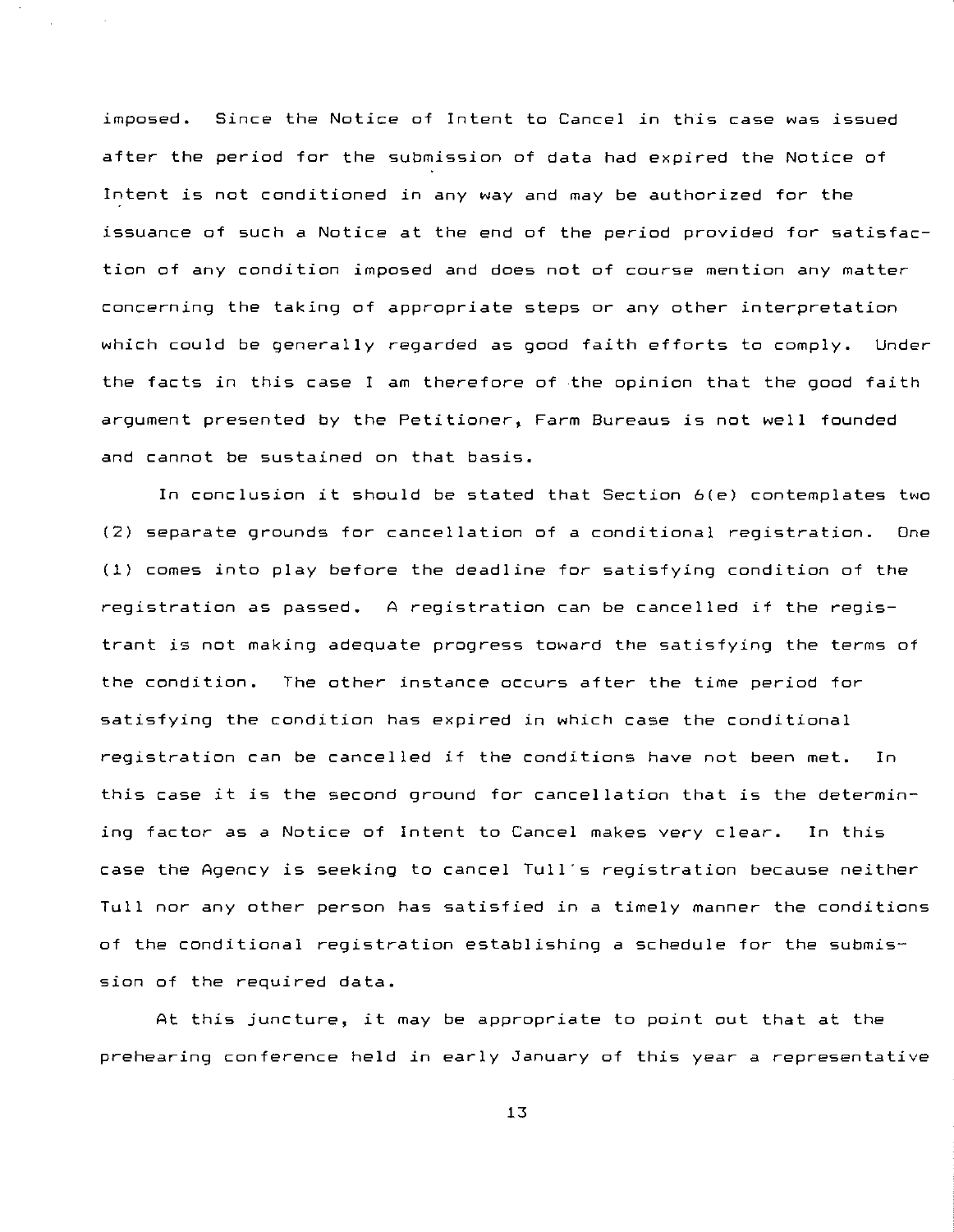imposed. Since the Notice of Intent to Cancel in this case was issued after the period for the submission of data had expired the Notice of Intent is not conditioned in any way and may be authorized for the issuance of such a Notice at the end of the period provided for satisfaction of any condition imposed and does not of course mention any matter concerning the taking of appropriate steps or any other interpretation which could be generally regarded as good faith efforts to comply. Under the facts in this case I am therefore of the opinion that the good faith argument presented by the Petitioner, Farm Bureaus is not well founded and cannot be sustained on that basis.

In conclusion it should be stated that Section 6(e) contemplates two (2) separate grounds for cancellation of a conditional registration. One (1) comes into play before the deadline for satisfying condition of the registration as passed. A registration can be cancelled if the registrant is not making adequate progress toward the satisfying the terms of the condition. The other instance occurs after the time period for satisfying the condition has expired in which case the conditional registration can be cancelled if the conditions have not been met. In this case it is the second ground for cancellation that is the determining factor as a Notice of Intent to Cancel makes very clear. In this case the Agency is seeking to cancel Tull's registration because neither Tull nor any other person has satisfied in a timely manner the conditions of the conditional registration establishing a schedule for the submission of the required data.

At this juncture, it may be appropriate to point out that at the prehearing conference held in early January of this year a representative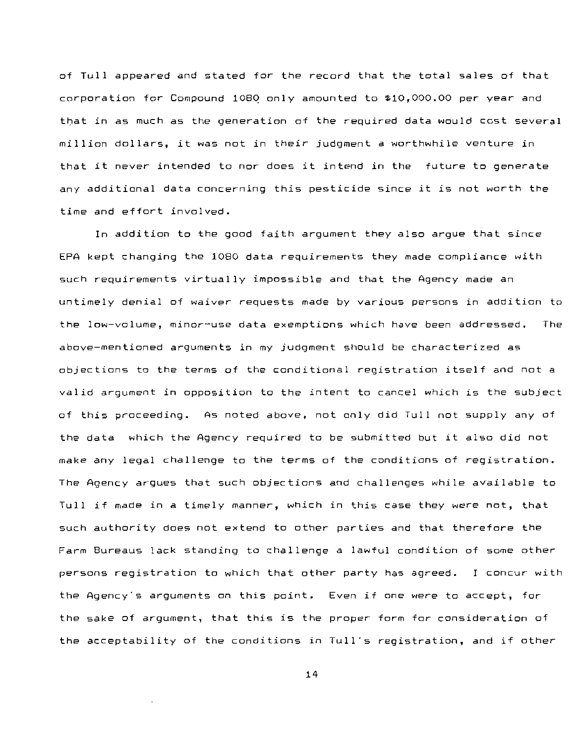of Tull appeared and stated for the record that the total sales of that corporation for Compound 1080 only amounted to $10,000.00 per year and that in as much as the generation of the required data would cost several million dollars, it was not in their judgment a worthwhile venture in that it never intended to nor does it intend in the future to generate any additional data concerning this pesticide since it is not worth the time and effort involved.

In addition to the good faith argument they also argue that since EPA kept changing the 1080 data requirements they made compliance with such requirements virtually impossible and that the Agency made an untimely denial of waiver requests made by various persons in addition to the low-volume, minor-use data exemptions which have been addressed. The above-mentioned arguments in my judgment should be characterized as objections to the terms of the conditional registration itself and not a valid argument in opposition to the intent to cancel which is the subject of this proceeding. As noted above, not only did Tull not supply any of the data which the Agency required to be submitted but it also did not make any legal challenge to the terms of the conditions of registration. The Agency argues that such objections and challenges while available to Tull if made in a timely manner, which in this case they were not, that such authority does not extend to other parties and that therefore the Farm Bureaus lack standing to challenge a lawful condition of some other persons registration to which that other party has agreed. I concur with the Agency's arguments on this point. Even if one were to accept, for the sake of argument, that this is the proper form for consideration of the acceptability of the conditions in Tull's registration, and if other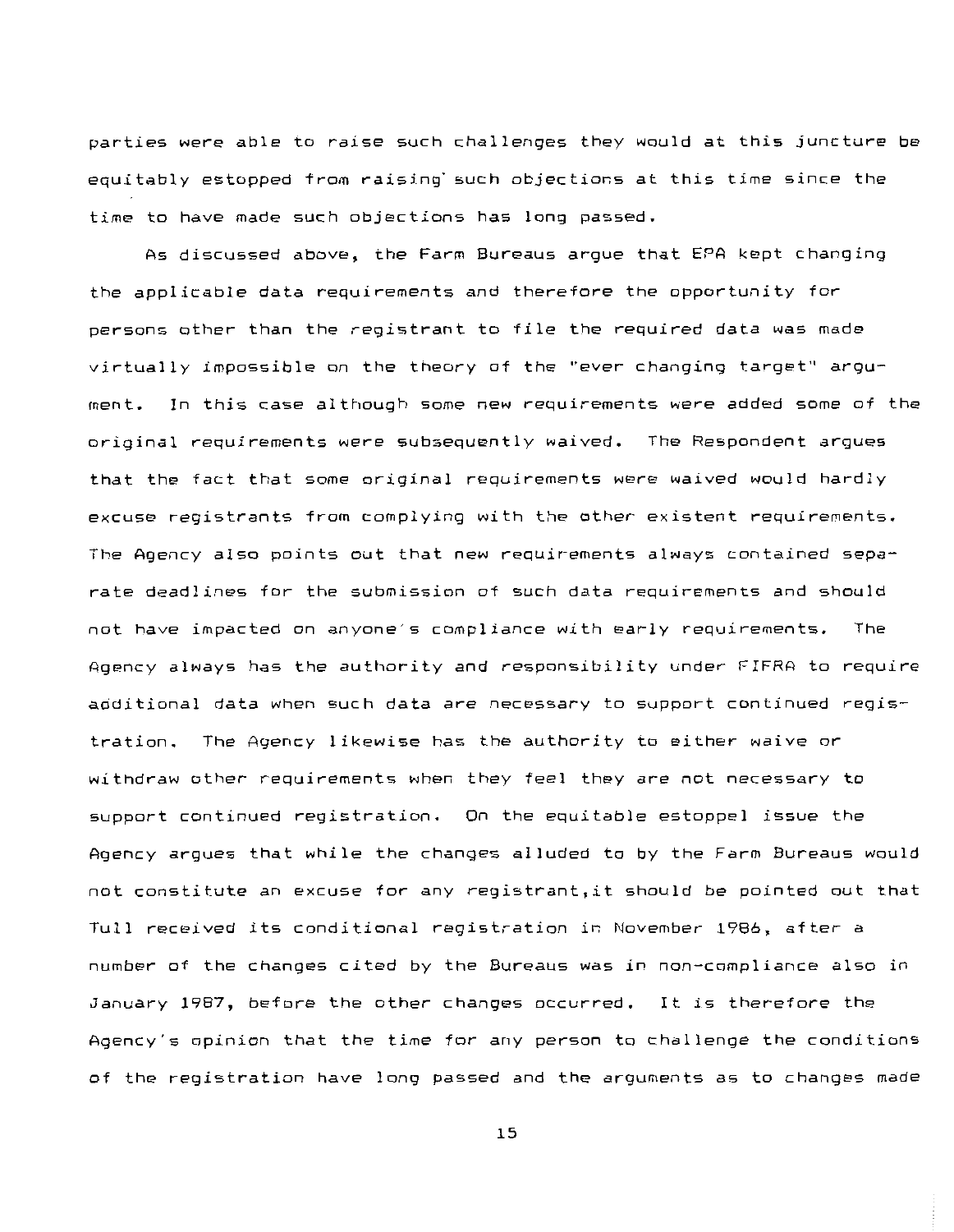parties were able to raise such challenges they would at this juncture be equitably estopped from raising such objections at this time since the time to have made such objections has long passed.

As discussed above, the Farm Bureaus argue that EPA kept changing the applicable data requirements and therefore the opportunity for persons other than the registrant to file the required data was made virtually impossible on the theory of the "ever changing target" argument. In this case although some new requirements were added some of the original requirements were subsequently waived. The Respondent argues that the fact that some original requirements were waived would hardly excuse registrants from complying with the other existent requirements. The Agency also points out that new requirements always contained separate deadlines for the submission of such data requirements and should not have impacted on anyone's compliance with early requirements. The Agency always has the authority and responsibility under FIFRA to require additional data when such data are necessary to support continued registration. The Agency likewise has the authority to either waive or withdraw other requirements when they feel they are not necessary to support continued registration. On the equitable estoppel issue the Agency argues that while the changes alluded to by the Farm Bureaus would not constitute an excuse for any registrant,it should be pointed out that Tull received its conditional registration in November 1986, after a number of the changes cited by the Bureaus was in non-compliance also in January 1987, before the other changes occurred. It is therefore the Agency's opinion that the time for any person to challenge the conditions of the registration have long passed and the arguments as to changes made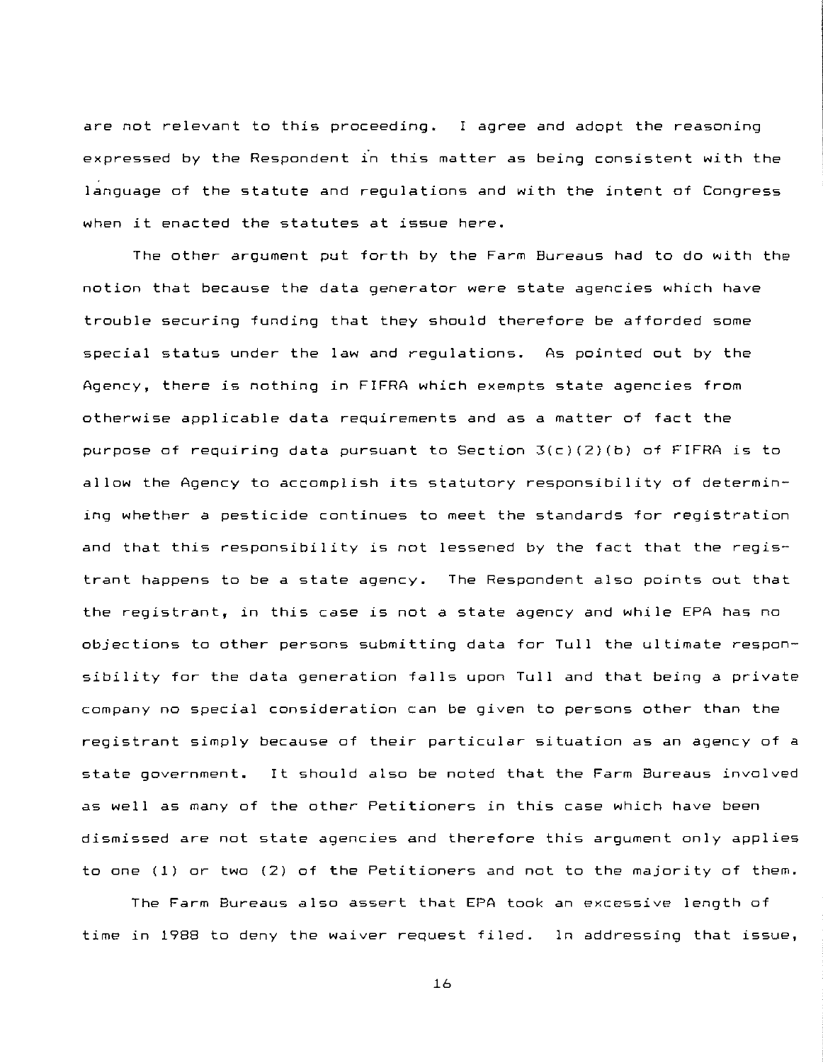are not relevant to this proceeding. I agree and adopt the reasoning expressed by the Respondent in this matter as being consistent with the language of the statute and regulations and with the intent of Congress when it enacted the statutes at issue here.

The other argument put forth by the Farm Bureaus had to do with the notion that because the data generator were state agencies which have trouble securing funding that they should therefore be afforded some special status under the law and regulations. As pointed out by the Agency, there is nothing in FIFRA which exempts state agencies from otherwise applicable data requirements and as a matter of fact the purpose of requiring data pursuant to Section 3(c)(2)(b) of FIFRA is to allow the Agency to accomplish its statutory responsibility of determining whether a pesticide continues to meet the standards for registration and that this responsibility is not lessened by the fact that the registrant happens to be a state agency. The Respondent also points out that the registrant, in this case is not a state agency and while EPA has no objections to other persons submitting data for Tull the ultimate responsibility for the data generation falls upon Tull and that being a private company no special consideration can be given to persons other than the registrant simply because of their particular situation as an agency of a state government. It should also be noted that the Farm Bureaus involved as well as many of the other Petitioners in this case which have been dismissed are not state agencies and therefore this argument only applies to one (1) or two (2) of the Petitioners and not to the majority of them.

The Farm Bureaus also assert that EPA took an excessive length of time in 1988 to deny the waiver request filed. In addressing that issue,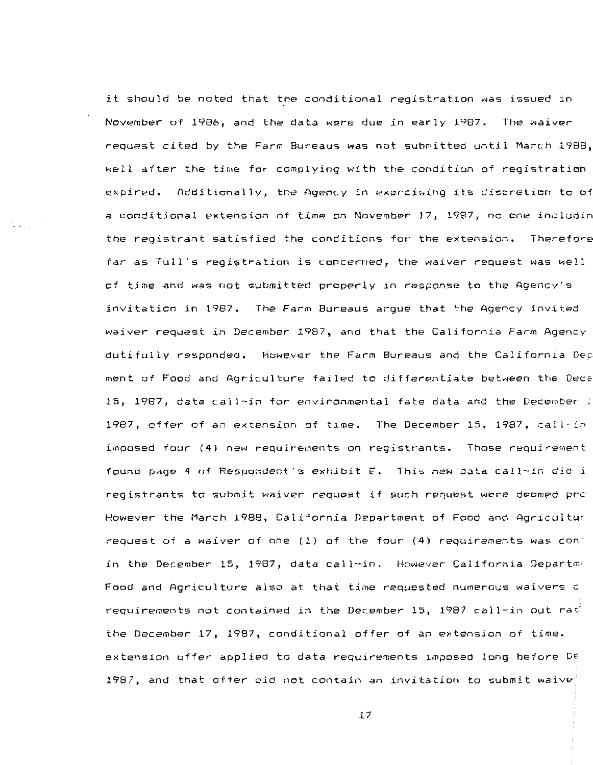it should be noted that the conditional registration was issued in November of 1986, and the data were due in early 1987. The waiver request cited by the Farm Bureaus was not submitted until March 1988, well after the time for complying with the condition of registration expired. Additionally, the Agency in exercising its discretion to of a conditional extension of time on November 17, 1987, no one includin the registrant satisfied the conditions for the extension. Therefore far as Tull's registration is concerned, the waiver request was well of time and was not submitted properly in response to the Agency's invitation in 1987. The Farm Bureaus argue that the Agency invited waiver request in December 1987, and that the California Farm Agency dutifully responded. However the Farm Bureaus and the California Dep ment of Food and Agriculture failed to differentiate between the Dece 15, 1987, data call-in for environmental fate data and the December : 1987, offer of an extension of time. The December 15, 1987, call-in imposed four (4) new requirements on registrants. Those requirement found page 4 of Respondent's exhibit E. This new data call-in did i registrants to submit waiver request if such request were deemed prc However the March 1988, California Department of Food and Agricultur request of a waiver of one (1) of the four (4) requirements was con in the December 15, 1987, data call-in. However California Departm Food and Agriculture also at that time requested numerous waivers c requirements not contained in the December 15, 1987 call-in but rat the December 17, 1987, conditional offer of an extension of time. extension offer applied to data requirements imposed long before De 1987, and that offer did not contain an invitation to submit waive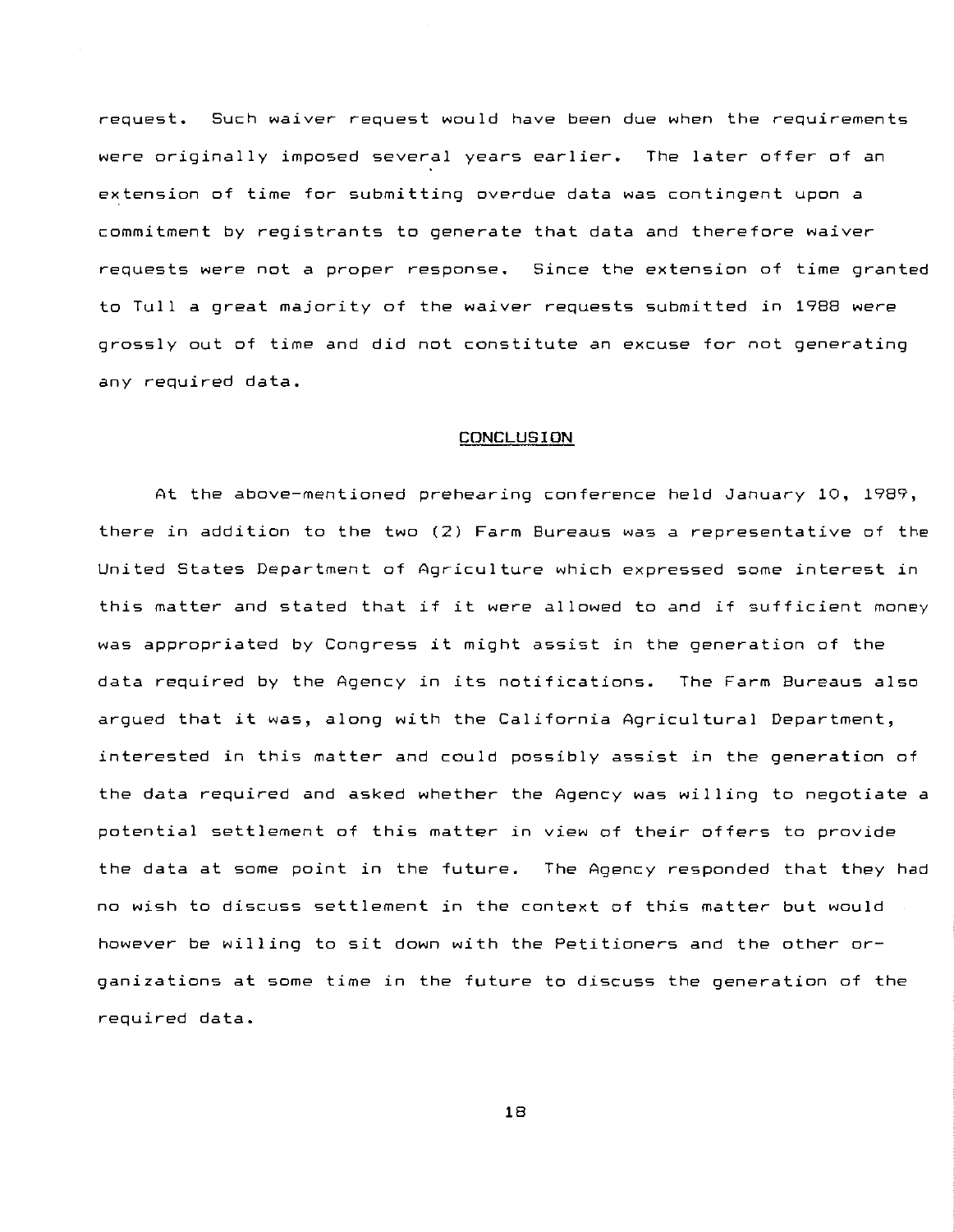request. Such waiver request would have been due when the requirements were originally imposed several years earlier. The later offer of an extension of time for submitting overdue data was contingent upon a commitment by registrants to generate that data and therefore waiver requests were not a proper response. Since the extension of time granted to Tull a great majority of the waiver requests submitted in 1988 were grossly out of time and did not constitute an excuse for not generating any required data.

## CONCLUSION

At the above-mentioned prehearing conference held January 10, 1989, there in addition to the two (2) Farm Bureaus was a representative of the United States Department of Agriculture which expressed some interest in this matter and stated that if it were allowed to and if sufficient money was appropriated by Congress it might assist in the generation of the data required by the Agency in its notifications. The Farm Bureaus also argued that it was, along with the California Agricultural Department, interested in this matter and could possibly assist in the generation of the data required and asked whether the Agency was willing to negotiate a potential settlement of this matter in view of their offers to provide the data at some point in the future. The Agency responded that they had no wish to discuss settlement in the context of this matter but would however be willing to sit down with the Petitioners and the other organizations at some time in the future to discuss the generation of the required data.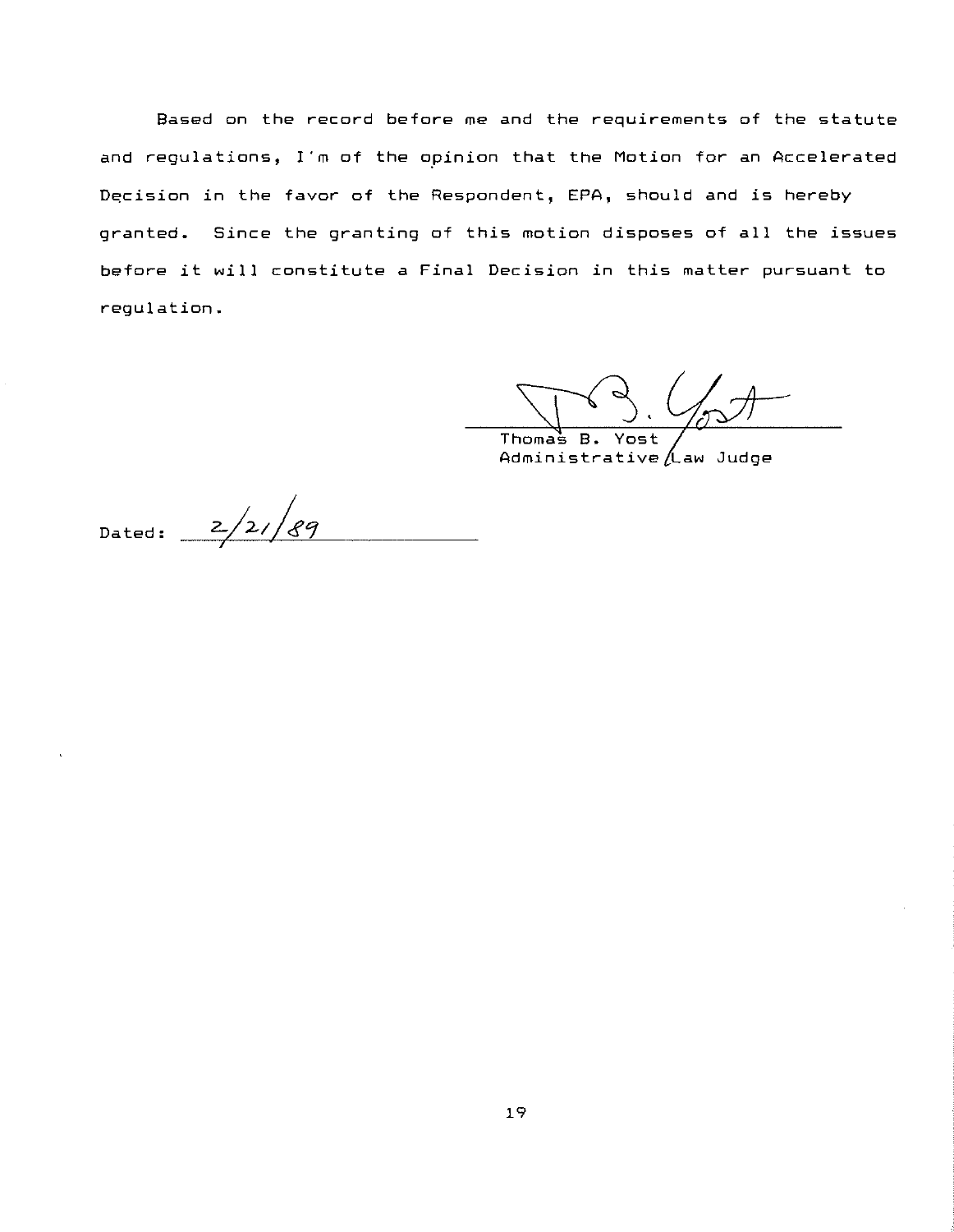Based on the record before me and the requirements of the statute and regulations, I'm of the opinion that the Motion for an Accelerated Decision in the favor of the Respondent, EPA, should and is hereby granted. Since the granting of this motion disposes of all the issues before it will constitute a Final Decision in this matter pursuant to regulation.

Thomas B. Yost  
Administrative Law Judge

Dated: 2/21/89